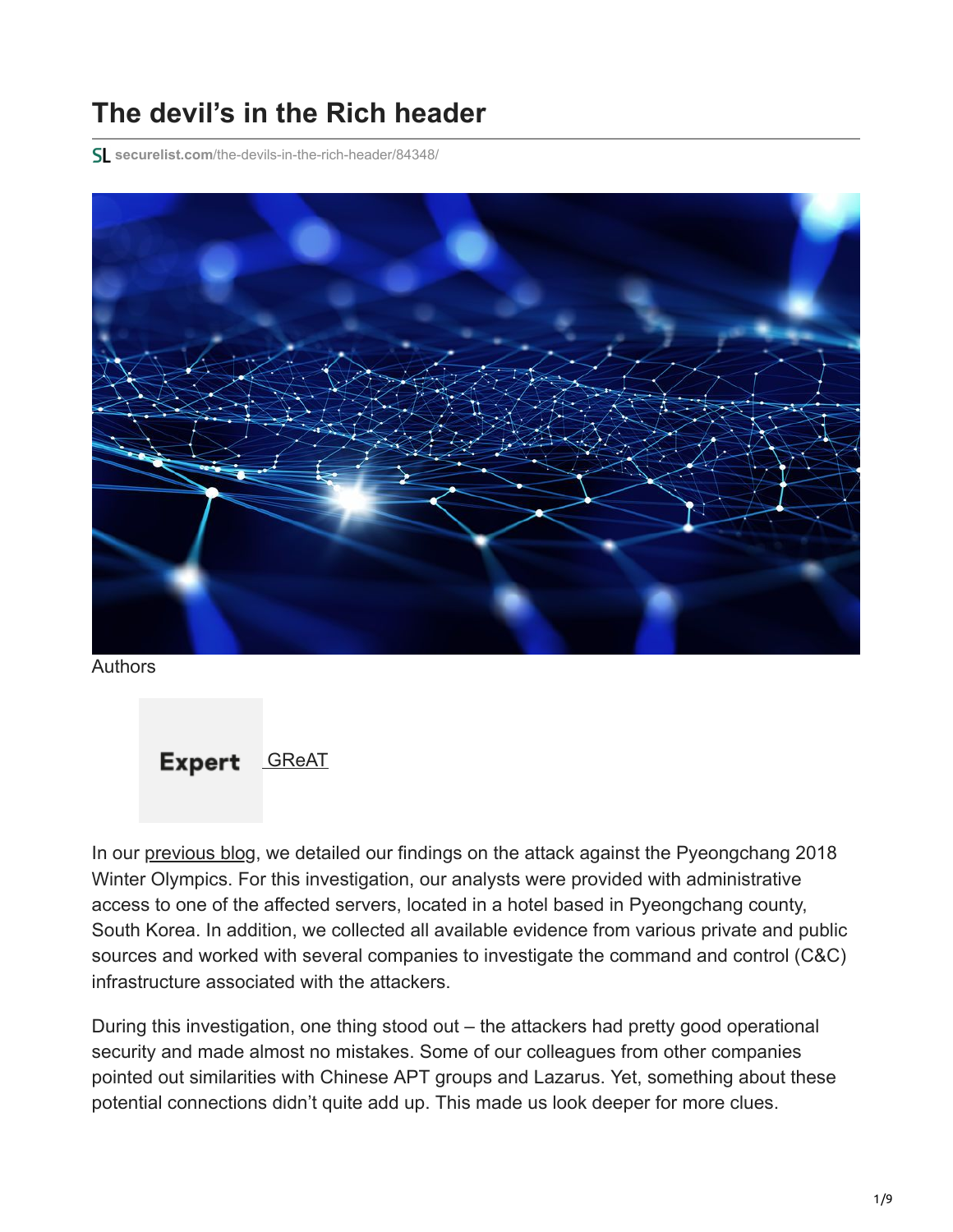# The devil's in the Rich header

securelist.com/the-devils-in-the-rich-header/84348/

Authors

Expert GReAT

In our previous blog, we detailed our findings on the attack against the Pyeongchang 2018 Winter Olympics. For this investigation, our analysts were provided with administrative access to one of the affected servers, located in a hotel based in Pyeongchang county, South Korea. In addition, we collected all available evidence from various private and public sources and worked with several companies to investigate the command and control (C&C) infrastructure associated with the attackers.

During this investigation, one thing stood out – the attackers had pretty good operational security and made almost no mistakes. Some of our colleagues from other companies pointed out similarities with Chinese APT groups and Lazarus. Yet, something about these potential connections didn't quite add up. This made us look deeper for more clues.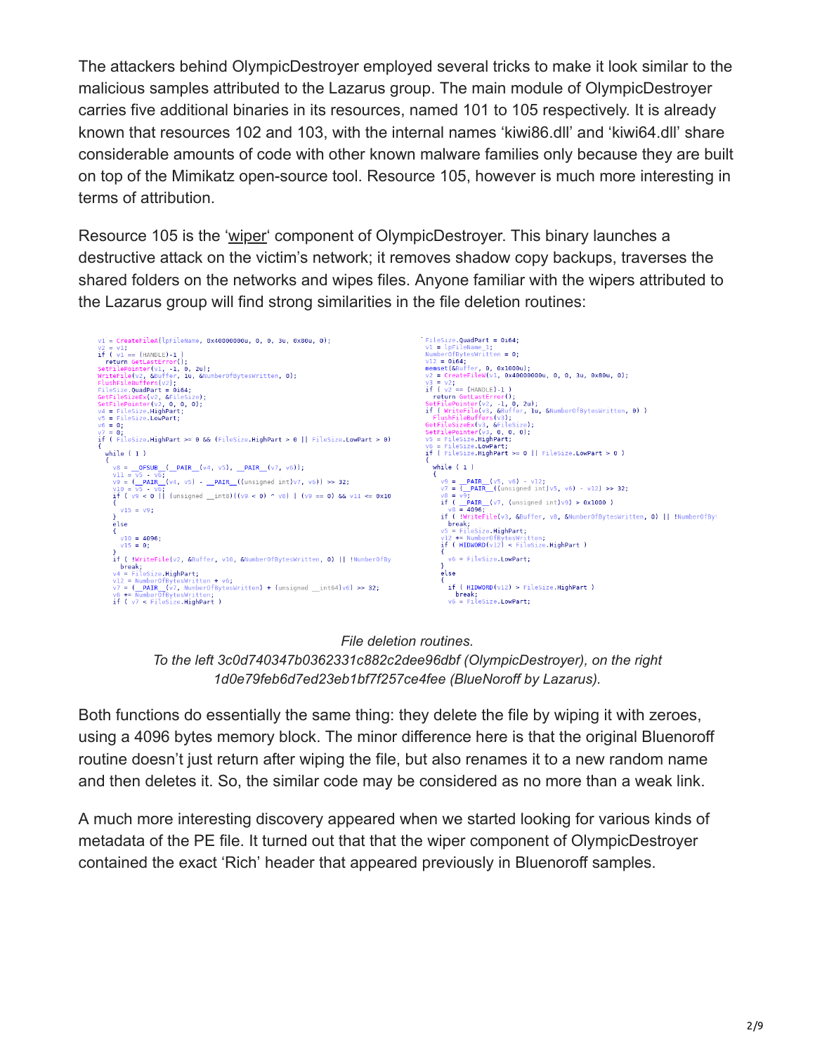The attackers behind OlympicDestroyer employed several tricks to make it look similar to the malicious samples attributed to the Lazarus group. The main module of OlympicDestroyer carries five additional binaries in its resources, named 101 to 105 respectively. It is already known that resources 102 and 103, with the internal names 'kiwi86.dll' and 'kiwi64.dll' share considerable amounts of code with other known malware families only because they are built on top of the Mimikatz open-source tool. Resource 105, however is much more interesting in terms of attribution.

Resource 105 is the 'wiper' component of OlympicDestroyer. This binary launches a destructive attack on the victim's network; it removes shadow copy backups, traverses the shared folders on the networks and wipes files. Anyone familiar with the wipers attributed to the Lazarus group will find strong similarities in the file deletion routines:

```
v1 = CreateFileA(lpFileName, 0x40000000u, 0, 0, 3u, 0x80u, 0);
v2 = v1;
if ( v1 == (HANDLE)-1 )
  return GetLastError();
SetFilePointer(v1, -1, 0, 2u);
WriteFile(v2, &Buffer, 1u, &NumberOfBytesWritten, 0);
FlushFileBuffers(v2);
FileSize.QuadPart = 0i64;
GetFileSizeEx(v2, &FileSize);
SetFilePointer(v2, 0, 0, 0);
v4 = FileSize.HighPart;
v5 = FileSize.LowPart;
v6 = 0;
v7 = 0;
if ( FileSize.HighPart >= 0 && (FileSize.HighPart > 0 || FileSize.LowPart > 0) )
{
  while ( 1 )
  {
    v8 = __OFSUB__(__PAIR__(v4, v5), __PAIR__(v7, v6));
    v11 = v5 - v6;
    v9 = (__PAIR__(v4, v5) - __PAIR__((unsigned int)v7, v6)) >> 32;
    v10 = v5 - v6;
    if ( v9 < 0 || (unsigned __int8)((v9 < 0) ^ v8) | (v9 == 0) && v11 <= 0x10
    {
      v15 = v9;
    }
    else
    {
      v10 = 4096;
      v15 = 0;
    }
    if ( !WriteFile(v2, &Buffer, v10, &NumberOfBytesWritten, 0) || !NumberOfBy
      break;
    v4 = FileSize.HighPart;
    v12 = NumberOfBytesWritten + v6;
    v7 = (__PAIR__(v7, NumberOfBytesWritten) + (unsigned __int64)v6) >> 32;
    v6 += NumberOfBytesWritten;
    if ( v7 < FileSize.HighPart )
```

```
FileSize.QuadPart = 0i64;
v1 = lpFileName_1;
NumberOfBytesWritten = 0;
v12 = 0i64;
memset(&Buffer, 0, 0x1000u);
v2 = CreateFileW(v1, 0x40000000u, 0, 0, 3u, 0x80u, 0);
v3 = v2;
if ( v2 == (HANDLE)-1 )
  return GetLastError();
SetFilePointer(v2, -1, 0, 2u);
if ( WriteFile(v3, &Buffer, 1u, &NumberOfBytesWritten, 0) )
  FlushFileBuffers(v3);
GetFileSizeEx(v3, &FileSize);
SetFilePointer(v3, 0, 0, 0);
v5 = FileSize.HighPart;
v6 = FileSize.LowPart;
if ( FileSize.HighPart >= 0 || FileSize.LowPart > 0 )
{
  while ( 1 )
  {
    v9 = __PAIR__(v5, v6) - v12;
    v7 = (__PAIR__((unsigned int)v5, v6) - v12) >> 32;
    v8 = v9;
    if ( __PAIR__(v7, (unsigned int)v9) > 0x1000 )
      v8 = 4096;
    if ( !WriteFile(v3, &Buffer, v8, &NumberOfBytesWritten, 0) || !NumberOfBy
      break;
    v5 = FileSize.HighPart;
    v12 += NumberOfBytesWritten;
    if ( HIDWORD(v12) < FileSize.HighPart )
    {
      v6 = FileSize.LowPart;
    }
    else
    {
      if ( HIDWORD(v12) > FileSize.HighPart )
        break;
      v6 = FileSize.LowPart;
```

*File deletion routines.*
*To the left 3c0d740347b0362331c882c2dee96dbf (OlympicDestroyer), on the right 1d0e79feb6d7ed23eb1bf7f257ce4fee (BlueNoroff by Lazarus).*

Both functions do essentially the same thing: they delete the file by wiping it with zeroes, using a 4096 bytes memory block. The minor difference here is that the original Bluenoroff routine doesn't just return after wiping the file, but also renames it to a new random name and then deletes it. So, the similar code may be considered as no more than a weak link.

A much more interesting discovery appeared when we started looking for various kinds of metadata of the PE file. It turned out that that the wiper component of OlympicDestroyer contained the exact 'Rich' header that appeared previously in Bluenoroff samples.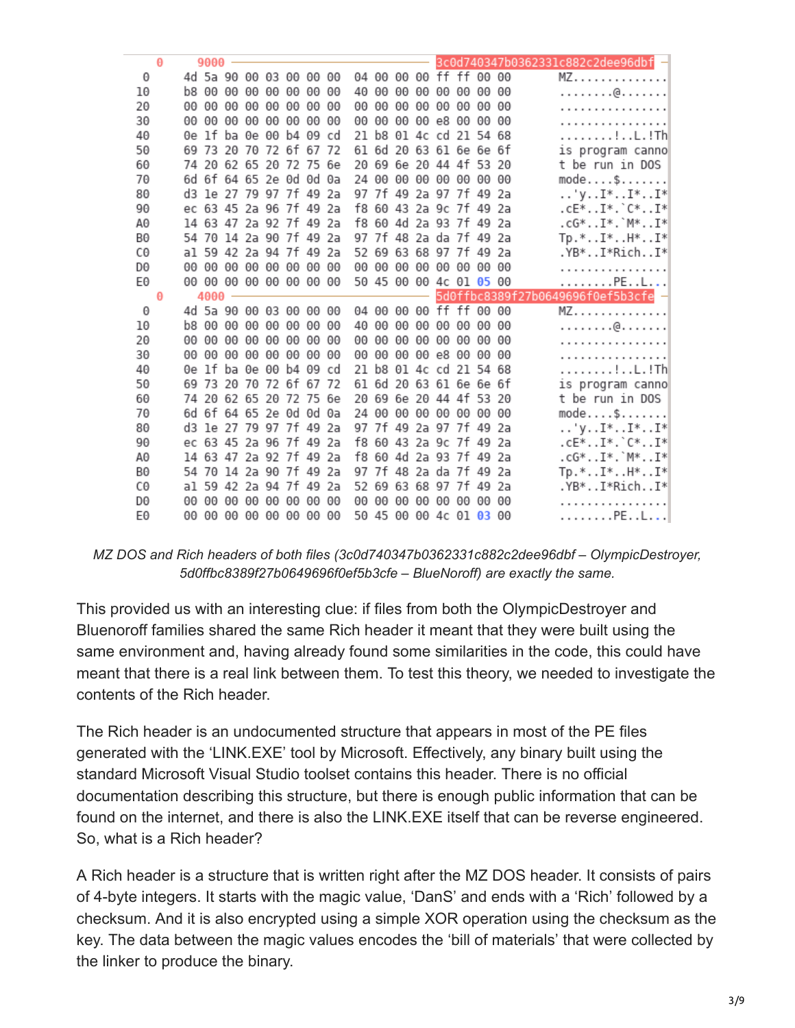```
  0    9000 ------------------------------------------ 3c0d740347b0362331c882c2dee96dbf
  0    4d 5a 90 00 03 00 00 00  04 00 00 00 ff ff 00 00   MZ..............
 10    b8 00 00 00 00 00 00 00  40 00 00 00 00 00 00 00   ........@.......
 20    00 00 00 00 00 00 00 00  00 00 00 00 00 00 00 00   ................
 30    00 00 00 00 00 00 00 00  00 00 00 00 e8 00 00 00   ................
 40    0e 1f ba 0e 00 b4 09 cd  21 b8 01 4c cd 21 54 68   ........!..L.!Th
 50    69 73 20 70 72 6f 67 72  61 6d 20 63 61 6e 6e 6f   is program canno
 60    74 20 62 65 20 72 75 6e  20 69 6e 20 44 4f 53 20   t be run in DOS 
 70    6d 6f 64 65 2e 0d 0d 0a  24 00 00 00 00 00 00 00   mode....$.......
 80    d3 1e 27 79 97 7f 49 2a  97 7f 49 2a 97 7f 49 2a   ..'y..I*..I*..I*
 90    ec 63 45 2a 96 7f 49 2a  f8 60 43 2a 9c 7f 49 2a   .cE*..I*.`C*..I*
 A0    14 63 47 2a 92 7f 49 2a  f8 60 4d 2a 93 7f 49 2a   .cG*..I*.`M*..I*
 B0    54 70 14 2a 90 7f 49 2a  97 7f 48 2a da 7f 49 2a   Tp.*..I*..H*..I*
 C0    a1 59 42 2a 94 7f 49 2a  52 69 63 68 97 7f 49 2a   .YB*..I*Rich..I*
 D0    00 00 00 00 00 00 00 00  00 00 00 00 00 00 00 00   ................
 E0    00 00 00 00 00 00 00 00  50 45 00 00 4c 01 05 00   ........PE..L...
  0    4000 ------------------------------------------ 5d0ffbc8389f27b0649696f0ef5b3cfe
  0    4d 5a 90 00 03 00 00 00  04 00 00 00 ff ff 00 00   MZ..............
 10    b8 00 00 00 00 00 00 00  40 00 00 00 00 00 00 00   ........@.......
 20    00 00 00 00 00 00 00 00  00 00 00 00 00 00 00 00   ................
 30    00 00 00 00 00 00 00 00  00 00 00 00 e8 00 00 00   ................
 40    0e 1f ba 0e 00 b4 09 cd  21 b8 01 4c cd 21 54 68   ........!..L.!Th
 50    69 73 20 70 72 6f 67 72  61 6d 20 63 61 6e 6e 6f   is program canno
 60    74 20 62 65 20 72 75 6e  20 69 6e 20 44 4f 53 20   t be run in DOS 
 70    6d 6f 64 65 2e 0d 0d 0a  24 00 00 00 00 00 00 00   mode....$.......
 80    d3 1e 27 79 97 7f 49 2a  97 7f 49 2a 97 7f 49 2a   ..'y..I*..I*..I*
 90    ec 63 45 2a 96 7f 49 2a  f8 60 43 2a 9c 7f 49 2a   .cE*..I*.`C*..I*
 A0    14 63 47 2a 92 7f 49 2a  f8 60 4d 2a 93 7f 49 2a   .cG*..I*.`M*..I*
 B0    54 70 14 2a 90 7f 49 2a  97 7f 48 2a da 7f 49 2a   Tp.*..I*..H*..I*
 C0    a1 59 42 2a 94 7f 49 2a  52 69 63 68 97 7f 49 2a   .YB*..I*Rich..I*
 D0    00 00 00 00 00 00 00 00  00 00 00 00 00 00 00 00   ................
 E0    00 00 00 00 00 00 00 00  50 45 00 00 4c 01 03 00   ........PE..L...
```

*MZ DOS and Rich headers of both files (3c0d740347b0362331c882c2dee96dbf – OlympicDestroyer, 5d0ffbc8389f27b0649696f0ef5b3cfe – BlueNoroff) are exactly the same.*

This provided us with an interesting clue: if files from both the OlympicDestroyer and Bluenoroff families shared the same Rich header it meant that they were built using the same environment and, having already found some similarities in the code, this could have meant that there is a real link between them. To test this theory, we needed to investigate the contents of the Rich header.

The Rich header is an undocumented structure that appears in most of the PE files generated with the 'LINK.EXE' tool by Microsoft. Effectively, any binary built using the standard Microsoft Visual Studio toolset contains this header. There is no official documentation describing this structure, but there is enough public information that can be found on the internet, and there is also the LINK.EXE itself that can be reverse engineered. So, what is a Rich header?

A Rich header is a structure that is written right after the MZ DOS header. It consists of pairs of 4-byte integers. It starts with the magic value, 'DanS' and ends with a 'Rich' followed by a checksum. And it is also encrypted using a simple XOR operation using the checksum as the key. The data between the magic values encodes the 'bill of materials' that were collected by the linker to produce the binary.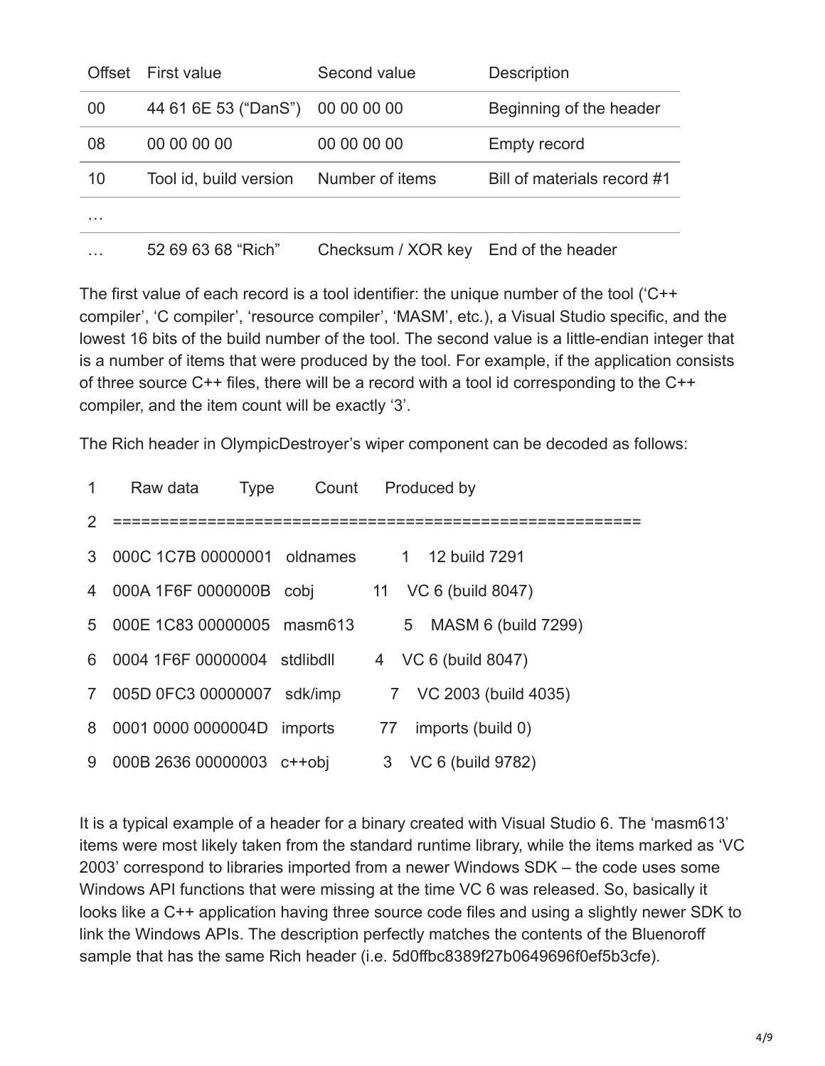| Offset | First value | Second value | Description |
|---|---|---|---|
| 00 | 44 61 6E 53 ("DanS") | 00 00 00 00 | Beginning of the header |
| 08 | 00 00 00 00 | 00 00 00 00 | Empty record |
| 10 | Tool id, build version | Number of items | Bill of materials record #1 |
| … | | | |
| … | 52 69 63 68 "Rich" | Checksum / XOR key | End of the header |

The first value of each record is a tool identifier: the unique number of the tool ('C++ compiler', 'C compiler', 'resource compiler', 'MASM', etc.), a Visual Studio specific, and the lowest 16 bits of the build number of the tool. The second value is a little-endian integer that is a number of items that were produced by the tool. For example, if the application consists of three source C++ files, there will be a record with a tool id corresponding to the C++ compiler, and the item count will be exactly '3'.

The Rich header in OlympicDestroyer's wiper component can be decoded as follows:

```
1    Raw data          Type       Count    Produced by
2  =======================================================
3  000C 1C7B 00000001  oldnames      1   12 build 7291
4  000A 1F6F 0000000B  cobj         11   VC 6 (build 8047)
5  000E 1C83 00000005  masm613       5   MASM 6 (build 7299)
6  0004 1F6F 00000004  stdlibdll     4   VC 6 (build 8047)
7  005D 0FC3 00000007  sdk/imp       7   VC 2003 (build 4035)
8  0001 0000 0000004D  imports      77   imports (build 0)
9  000B 2636 00000003  c++obj        3   VC 6 (build 9782)
```

It is a typical example of a header for a binary created with Visual Studio 6. The 'masm613' items were most likely taken from the standard runtime library, while the items marked as 'VC 2003' correspond to libraries imported from a newer Windows SDK – the code uses some Windows API functions that were missing at the time VC 6 was released. So, basically it looks like a C++ application having three source code files and using a slightly newer SDK to link the Windows APIs. The description perfectly matches the contents of the Bluenoroff sample that has the same Rich header (i.e. 5d0ffbc8389f27b0649696f0ef5b3cfe).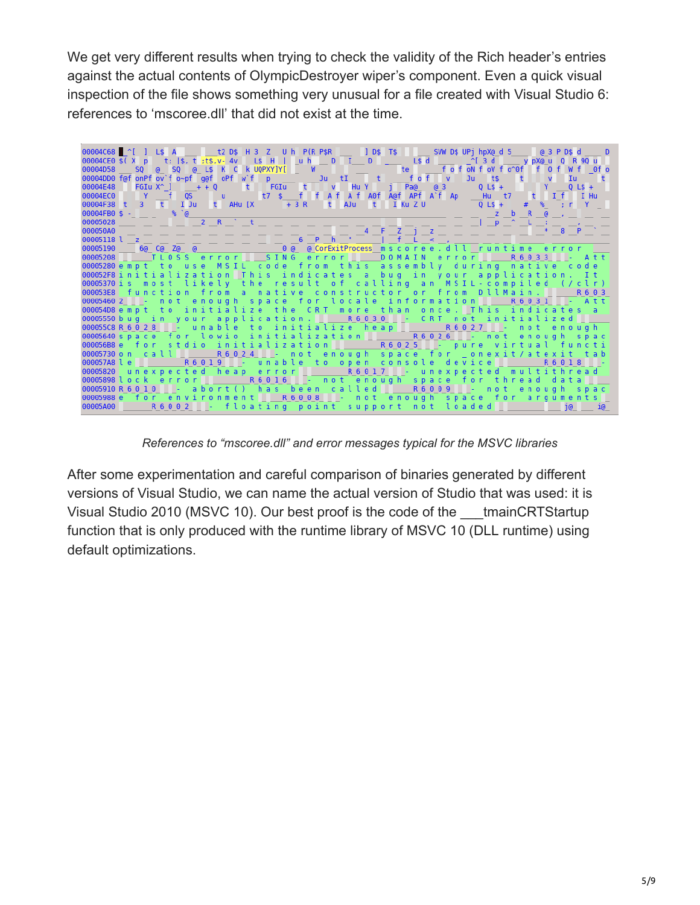We get very different results when trying to check the validity of the Rich header's entries against the actual contents of OlympicDestroyer wiper's component. Even a quick visual inspection of the file shows something very unusual for a file created with Visual Studio 6: references to 'mscoree.dll' that did not exist at the time.

*References to "mscoree.dll" and error messages typical for the MSVC libraries*

After some experimentation and careful comparison of binaries generated by different versions of Visual Studio, we can name the actual version of Studio that was used: it is Visual Studio 2010 (MSVC 10). Our best proof is the code of the ___tmainCRTStartup function that is only produced with the runtime library of MSVC 10 (DLL runtime) using default optimizations.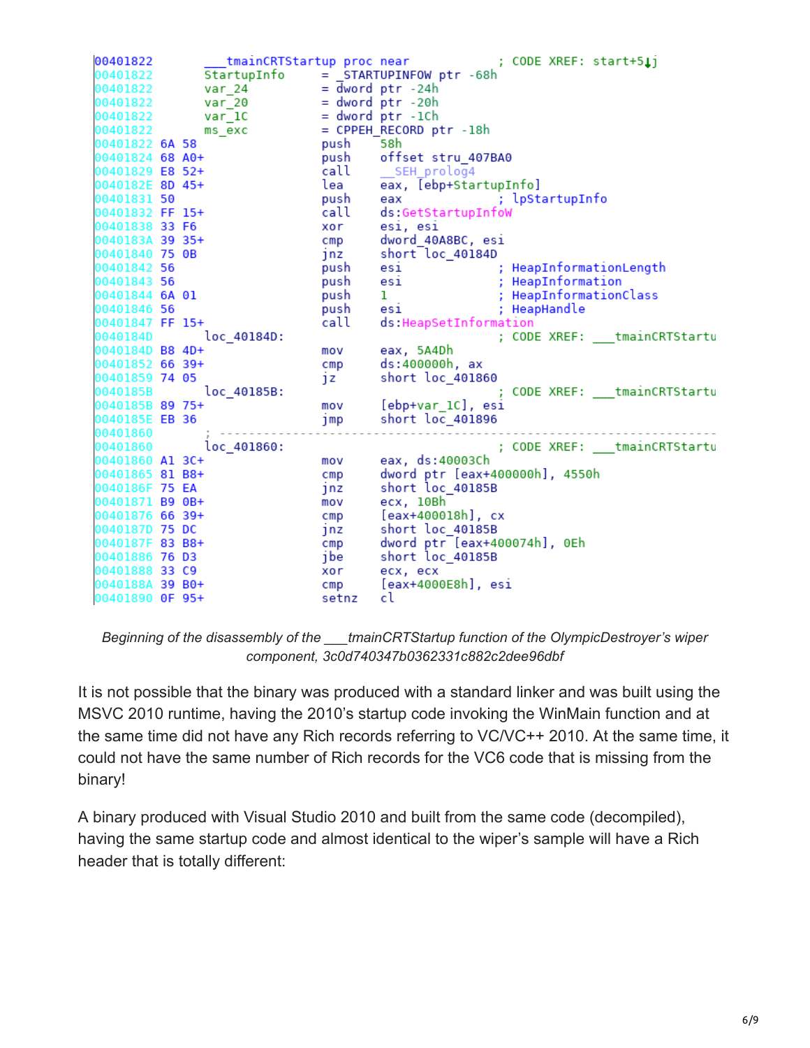```
00401822        ___tmainCRTStartup proc near             ; CODE XREF: start+5↓j
00401822        StartupInfo     = _STARTUPINFOW ptr -68h
00401822        var_24          = dword ptr -24h
00401822        var_20          = dword ptr -20h
00401822        var_1C          = dword ptr -1Ch
00401822        ms_exc          = CPPEH_RECORD ptr -18h
00401822 6A 58                  push    58h
00401824 68 A0+                 push    offset stru_407BA0
00401829 E8 52+                 call    __SEH_prolog4
0040182E 8D 45+                 lea     eax, [ebp+StartupInfo]
00401831 50                     push    eax             ; lpStartupInfo
00401832 FF 15+                 call    ds:GetStartupInfoW
00401838 33 F6                  xor     esi, esi
0040183A 39 35+                 cmp     dword_40A8BC, esi
00401840 75 0B                  jnz     short loc_40184D
00401842 56                     push    esi             ; HeapInformationLength
00401843 56                     push    esi             ; HeapInformation
00401844 6A 01                  push    1               ; HeapInformationClass
00401846 56                     push    esi             ; HeapHandle
00401847 FF 15+                 call    ds:HeapSetInformation
0040184D        loc_40184D:                             ; CODE XREF: ___tmainCRTStartu
0040184D B8 4D+                 mov     eax, 5A4Dh
00401852 66 39+                 cmp     ds:400000h, ax
00401859 74 05                  jz      short loc_401860
0040185B        loc_40185B:                             ; CODE XREF: ___tmainCRTStartu
0040185B 89 75+                 mov     [ebp+var_1C], esi
0040185E EB 36                  jmp     short loc_401896
00401860        ; ---------------------------------------------------------------
00401860        loc_401860:                             ; CODE XREF: ___tmainCRTStartu
00401860 A1 3C+                 mov     eax, ds:40003Ch
00401865 81 B8+                 cmp     dword ptr [eax+400000h], 4550h
0040186F 75 EA                  jnz     short loc_40185B
00401871 B9 0B+                 mov     ecx, 10Bh
00401876 66 39+                 cmp     [eax+400018h], cx
0040187D 75 DC                  jnz     short loc_40185B
0040187F 83 B8+                 cmp     dword ptr [eax+400074h], 0Eh
00401886 76 D3                  jbe     short loc_40185B
00401888 33 C9                  xor     ecx, ecx
0040188A 39 B0+                 cmp     [eax+4000E8h], esi
00401890 0F 95+                 setnz   cl
```

*Beginning of the disassembly of the ___tmainCRTStartup function of the OlympicDestroyer's wiper component, 3c0d740347b0362331c882c2dee96dbf*

It is not possible that the binary was produced with a standard linker and was built using the MSVC 2010 runtime, having the 2010's startup code invoking the WinMain function and at the same time did not have any Rich records referring to VC/VC++ 2010. At the same time, it could not have the same number of Rich records for the VC6 code that is missing from the binary!

A binary produced with Visual Studio 2010 and built from the same code (decompiled), having the same startup code and almost identical to the wiper's sample will have a Rich header that is totally different: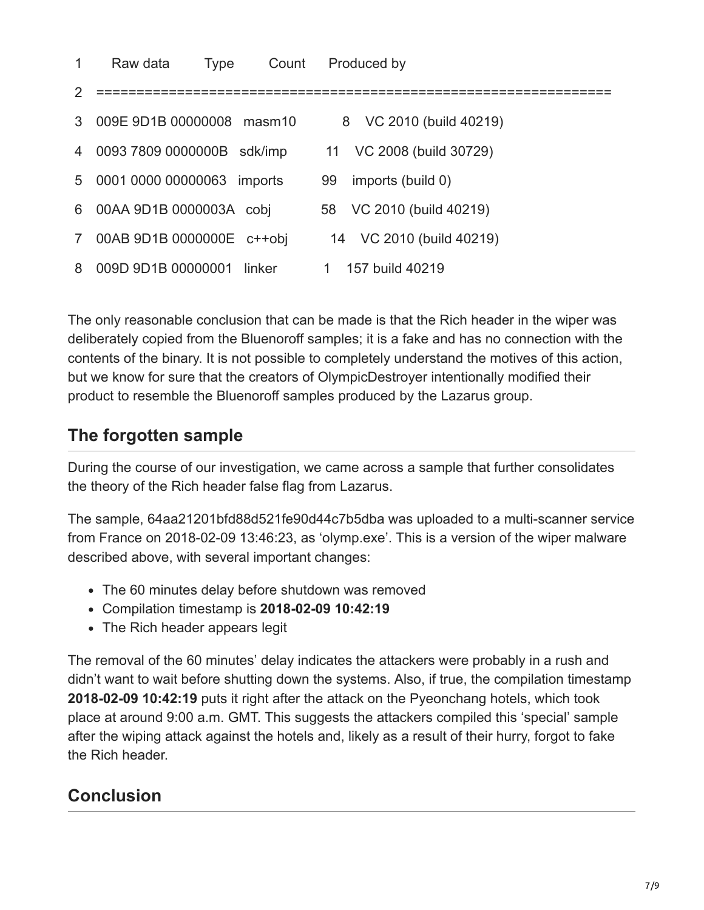```
1    Raw data        Type      Count   Produced by
2  ==================================================================
3  009E 9D1B 00000008   masm10          8   VC 2010 (build 40219)
4  0093 7809 0000000B   sdk/imp        11   VC 2008 (build 30729)
5  0001 0000 00000063   imports        99   imports (build 0)
6  00AA 9D1B 0000003A   cobj           58   VC 2010 (build 40219)
7  00AB 9D1B 0000000E   c++obj         14   VC 2010 (build 40219)
8  009D 9D1B 00000001   linker          1   157 build 40219
```

The only reasonable conclusion that can be made is that the Rich header in the wiper was deliberately copied from the Bluenoroff samples; it is a fake and has no connection with the contents of the binary. It is not possible to completely understand the motives of this action, but we know for sure that the creators of OlympicDestroyer intentionally modified their product to resemble the Bluenoroff samples produced by the Lazarus group.

## The forgotten sample

During the course of our investigation, we came across a sample that further consolidates the theory of the Rich header false flag from Lazarus.

The sample, 64aa21201bfd88d521fe90d44c7b5dba was uploaded to a multi-scanner service from France on 2018-02-09 13:46:23, as 'olymp.exe'. This is a version of the wiper malware described above, with several important changes:

- The 60 minutes delay before shutdown was removed
- Compilation timestamp is **2018-02-09 10:42:19**
- The Rich header appears legit

The removal of the 60 minutes' delay indicates the attackers were probably in a rush and didn't want to wait before shutting down the systems. Also, if true, the compilation timestamp **2018-02-09 10:42:19** puts it right after the attack on the Pyeonchang hotels, which took place at around 9:00 a.m. GMT. This suggests the attackers compiled this 'special' sample after the wiping attack against the hotels and, likely as a result of their hurry, forgot to fake the Rich header.

## Conclusion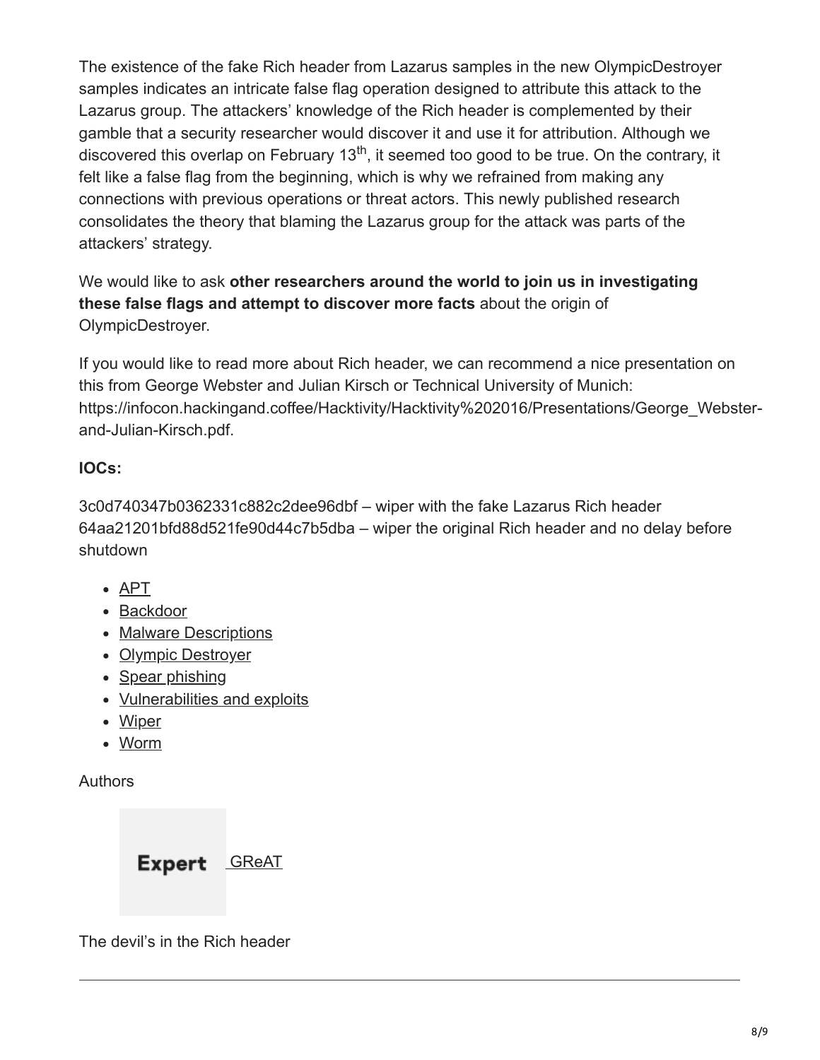The existence of the fake Rich header from Lazarus samples in the new OlympicDestroyer samples indicates an intricate false flag operation designed to attribute this attack to the Lazarus group. The attackers' knowledge of the Rich header is complemented by their gamble that a security researcher would discover it and use it for attribution. Although we discovered this overlap on February 13th, it seemed too good to be true. On the contrary, it felt like a false flag from the beginning, which is why we refrained from making any connections with previous operations or threat actors. This newly published research consolidates the theory that blaming the Lazarus group for the attack was parts of the attackers' strategy.

We would like to ask **other researchers around the world to join us in investigating these false flags and attempt to discover more facts** about the origin of OlympicDestroyer.

If you would like to read more about Rich header, we can recommend a nice presentation on this from George Webster and Julian Kirsch or Technical University of Munich: https://infocon.hackingand.coffee/Hacktivity/Hacktivity%202016/Presentations/George_Webster-and-Julian-Kirsch.pdf.

**IOCs:**

3c0d740347b0362331c882c2dee96dbf – wiper with the fake Lazarus Rich header
64aa21201bfd88d521fe90d44c7b5dba – wiper the original Rich header and no delay before shutdown

- APT
- Backdoor
- Malware Descriptions
- Olympic Destroyer
- Spear phishing
- Vulnerabilities and exploits
- Wiper
- Worm

Authors

Expert GReAT

The devil's in the Rich header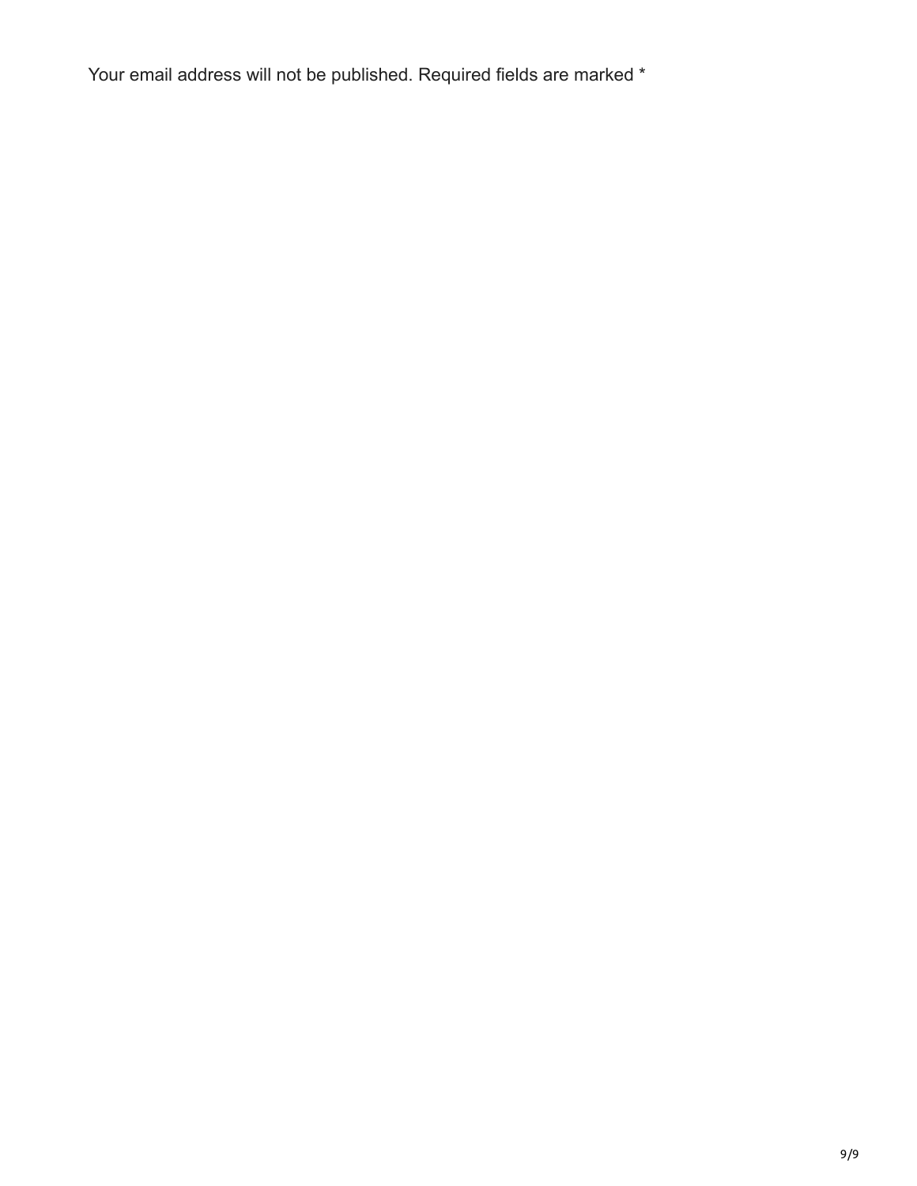Your email address will not be published. Required fields are marked *